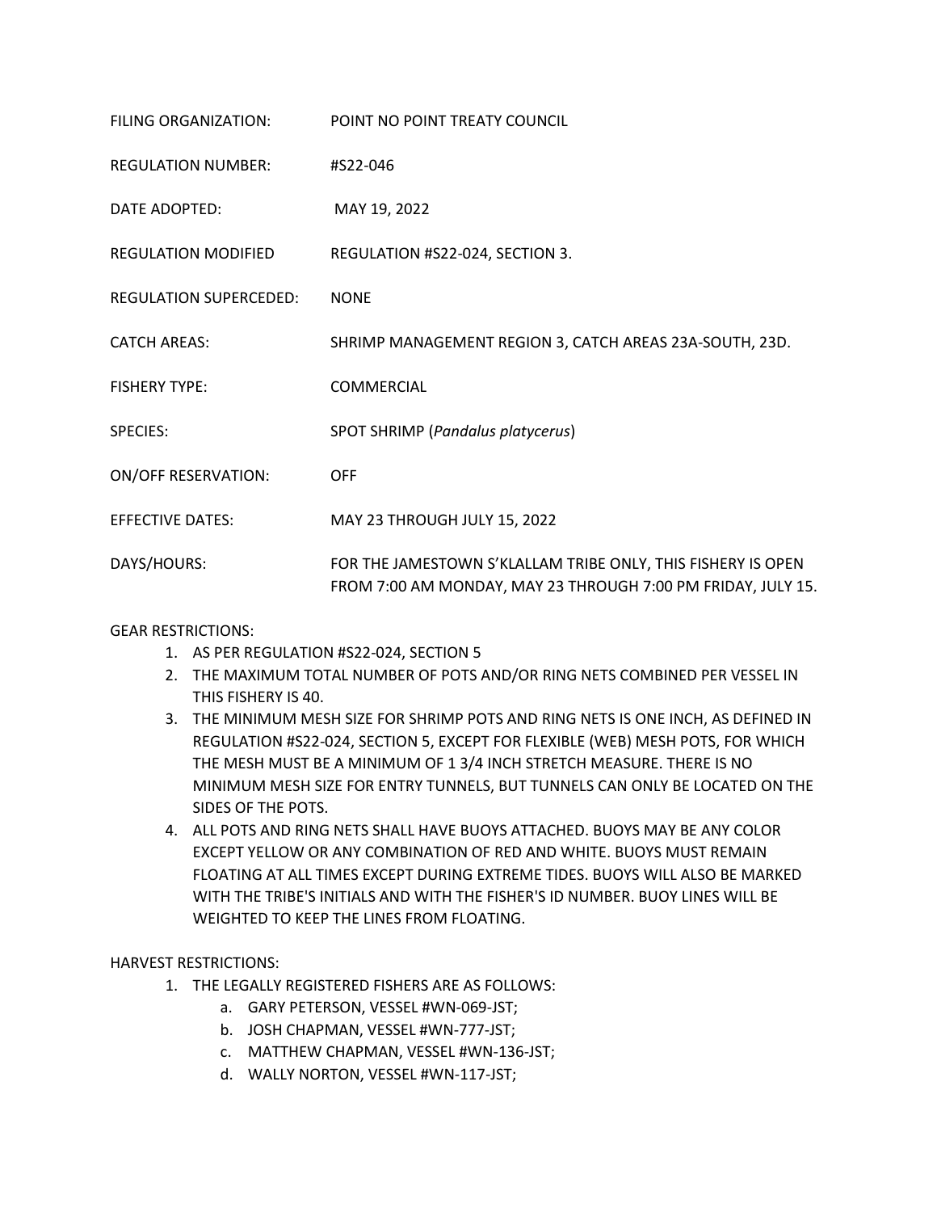| | |
|---|---|
| FILING ORGANIZATION: | POINT NO POINT TREATY COUNCIL |
| REGULATION NUMBER: | #S22-046 |
| DATE ADOPTED: | MAY 19, 2022 |
| REGULATION MODIFIED | REGULATION #S22-024, SECTION 3. |
| REGULATION SUPERCEDED: | NONE |
| CATCH AREAS: | SHRIMP MANAGEMENT REGION 3, CATCH AREAS 23A-SOUTH, 23D. |
| FISHERY TYPE: | COMMERCIAL |
| SPECIES: | SPOT SHRIMP (*Pandalus platycerus*) |
| ON/OFF RESERVATION: | OFF |
| EFFECTIVE DATES: | MAY 23 THROUGH JULY 15, 2022 |
| DAYS/HOURS: | FOR THE JAMESTOWN S'KLALLAM TRIBE ONLY, THIS FISHERY IS OPEN FROM 7:00 AM MONDAY, MAY 23 THROUGH 7:00 PM FRIDAY, JULY 15. |

GEAR RESTRICTIONS:

1. AS PER REGULATION #S22-024, SECTION 5
2. THE MAXIMUM TOTAL NUMBER OF POTS AND/OR RING NETS COMBINED PER VESSEL IN THIS FISHERY IS 40.
3. THE MINIMUM MESH SIZE FOR SHRIMP POTS AND RING NETS IS ONE INCH, AS DEFINED IN REGULATION #S22-024, SECTION 5, EXCEPT FOR FLEXIBLE (WEB) MESH POTS, FOR WHICH THE MESH MUST BE A MINIMUM OF 1 3/4 INCH STRETCH MEASURE. THERE IS NO MINIMUM MESH SIZE FOR ENTRY TUNNELS, BUT TUNNELS CAN ONLY BE LOCATED ON THE SIDES OF THE POTS.
4. ALL POTS AND RING NETS SHALL HAVE BUOYS ATTACHED. BUOYS MAY BE ANY COLOR EXCEPT YELLOW OR ANY COMBINATION OF RED AND WHITE. BUOYS MUST REMAIN FLOATING AT ALL TIMES EXCEPT DURING EXTREME TIDES. BUOYS WILL ALSO BE MARKED WITH THE TRIBE'S INITIALS AND WITH THE FISHER'S ID NUMBER. BUOY LINES WILL BE WEIGHTED TO KEEP THE LINES FROM FLOATING.

HARVEST RESTRICTIONS:

1. THE LEGALLY REGISTERED FISHERS ARE AS FOLLOWS:
    a. GARY PETERSON, VESSEL #WN-069-JST;
    b. JOSH CHAPMAN, VESSEL #WN-777-JST;
    c. MATTHEW CHAPMAN, VESSEL #WN-136-JST;
    d. WALLY NORTON, VESSEL #WN-117-JST;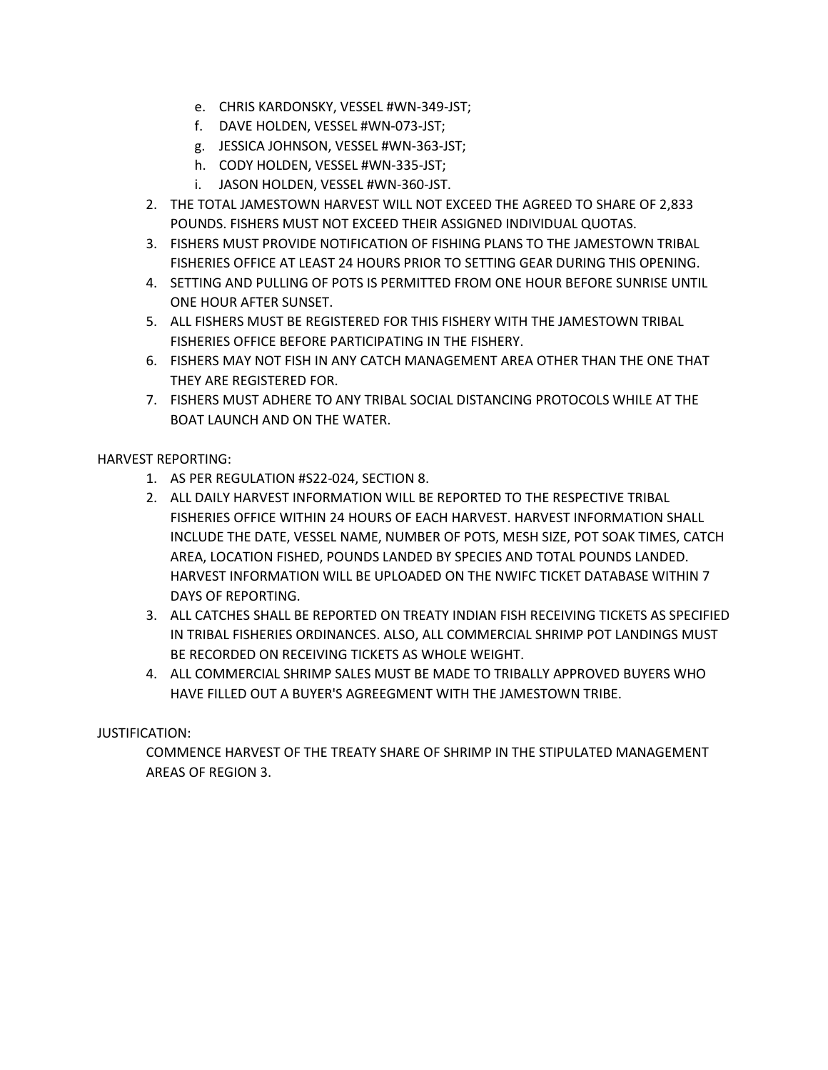e. CHRIS KARDONSKY, VESSEL #WN-349-JST;
f. DAVE HOLDEN, VESSEL #WN-073-JST;
g. JESSICA JOHNSON, VESSEL #WN-363-JST;
h. CODY HOLDEN, VESSEL #WN-335-JST;
i. JASON HOLDEN, VESSEL #WN-360-JST.

2. THE TOTAL JAMESTOWN HARVEST WILL NOT EXCEED THE AGREED TO SHARE OF 2,833 POUNDS. FISHERS MUST NOT EXCEED THEIR ASSIGNED INDIVIDUAL QUOTAS.
3. FISHERS MUST PROVIDE NOTIFICATION OF FISHING PLANS TO THE JAMESTOWN TRIBAL FISHERIES OFFICE AT LEAST 24 HOURS PRIOR TO SETTING GEAR DURING THIS OPENING.
4. SETTING AND PULLING OF POTS IS PERMITTED FROM ONE HOUR BEFORE SUNRISE UNTIL ONE HOUR AFTER SUNSET.
5. ALL FISHERS MUST BE REGISTERED FOR THIS FISHERY WITH THE JAMESTOWN TRIBAL FISHERIES OFFICE BEFORE PARTICIPATING IN THE FISHERY.
6. FISHERS MAY NOT FISH IN ANY CATCH MANAGEMENT AREA OTHER THAN THE ONE THAT THEY ARE REGISTERED FOR.
7. FISHERS MUST ADHERE TO ANY TRIBAL SOCIAL DISTANCING PROTOCOLS WHILE AT THE BOAT LAUNCH AND ON THE WATER.

HARVEST REPORTING:

1. AS PER REGULATION #S22-024, SECTION 8.
2. ALL DAILY HARVEST INFORMATION WILL BE REPORTED TO THE RESPECTIVE TRIBAL FISHERIES OFFICE WITHIN 24 HOURS OF EACH HARVEST. HARVEST INFORMATION SHALL INCLUDE THE DATE, VESSEL NAME, NUMBER OF POTS, MESH SIZE, POT SOAK TIMES, CATCH AREA, LOCATION FISHED, POUNDS LANDED BY SPECIES AND TOTAL POUNDS LANDED. HARVEST INFORMATION WILL BE UPLOADED ON THE NWIFC TICKET DATABASE WITHIN 7 DAYS OF REPORTING.
3. ALL CATCHES SHALL BE REPORTED ON TREATY INDIAN FISH RECEIVING TICKETS AS SPECIFIED IN TRIBAL FISHERIES ORDINANCES. ALSO, ALL COMMERCIAL SHRIMP POT LANDINGS MUST BE RECORDED ON RECEIVING TICKETS AS WHOLE WEIGHT.
4. ALL COMMERCIAL SHRIMP SALES MUST BE MADE TO TRIBALLY APPROVED BUYERS WHO HAVE FILLED OUT A BUYER'S AGREEGMENT WITH THE JAMESTOWN TRIBE.

JUSTIFICATION:

COMMENCE HARVEST OF THE TREATY SHARE OF SHRIMP IN THE STIPULATED MANAGEMENT AREAS OF REGION 3.